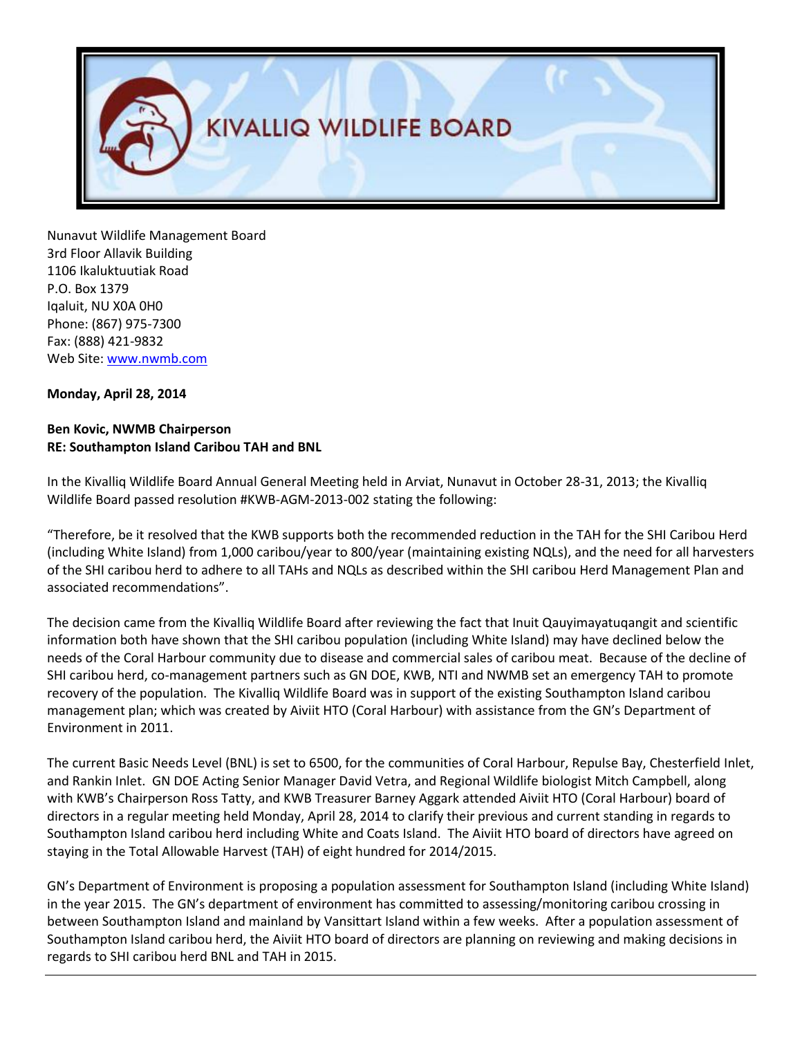# KIVALLIQ WILDLIFE BOARD

Nunavut Wildlife Management Board
3rd Floor Allavik Building
1106 Ikaluktuutiak Road
P.O. Box 1379
Iqaluit, NU X0A 0H0
Phone: (867) 975-7300
Fax: (888) 421-9832
Web Site: www.nwmb.com

**Monday, April 28, 2014**

**Ben Kovic, NWMB Chairperson**
**RE: Southampton Island Caribou TAH and BNL**

In the Kivalliq Wildlife Board Annual General Meeting held in Arviat, Nunavut in October 28-31, 2013; the Kivalliq Wildlife Board passed resolution #KWB-AGM-2013-002 stating the following:

"Therefore, be it resolved that the KWB supports both the recommended reduction in the TAH for the SHI Caribou Herd (including White Island) from 1,000 caribou/year to 800/year (maintaining existing NQLs), and the need for all harvesters of the SHI caribou herd to adhere to all TAHs and NQLs as described within the SHI caribou Herd Management Plan and associated recommendations".

The decision came from the Kivalliq Wildlife Board after reviewing the fact that Inuit Qauyimayatuqangit and scientific information both have shown that the SHI caribou population (including White Island) may have declined below the needs of the Coral Harbour community due to disease and commercial sales of caribou meat. Because of the decline of SHI caribou herd, co-management partners such as GN DOE, KWB, NTI and NWMB set an emergency TAH to promote recovery of the population. The Kivalliq Wildlife Board was in support of the existing Southampton Island caribou management plan; which was created by Aiviit HTO (Coral Harbour) with assistance from the GN's Department of Environment in 2011.

The current Basic Needs Level (BNL) is set to 6500, for the communities of Coral Harbour, Repulse Bay, Chesterfield Inlet, and Rankin Inlet. GN DOE Acting Senior Manager David Vetra, and Regional Wildlife biologist Mitch Campbell, along with KWB's Chairperson Ross Tatty, and KWB Treasurer Barney Aggark attended Aiviit HTO (Coral Harbour) board of directors in a regular meeting held Monday, April 28, 2014 to clarify their previous and current standing in regards to Southampton Island caribou herd including White and Coats Island. The Aiviit HTO board of directors have agreed on staying in the Total Allowable Harvest (TAH) of eight hundred for 2014/2015.

GN's Department of Environment is proposing a population assessment for Southampton Island (including White Island) in the year 2015. The GN's department of environment has committed to assessing/monitoring caribou crossing in between Southampton Island and mainland by Vansittart Island within a few weeks. After a population assessment of Southampton Island caribou herd, the Aiviit HTO board of directors are planning on reviewing and making decisions in regards to SHI caribou herd BNL and TAH in 2015.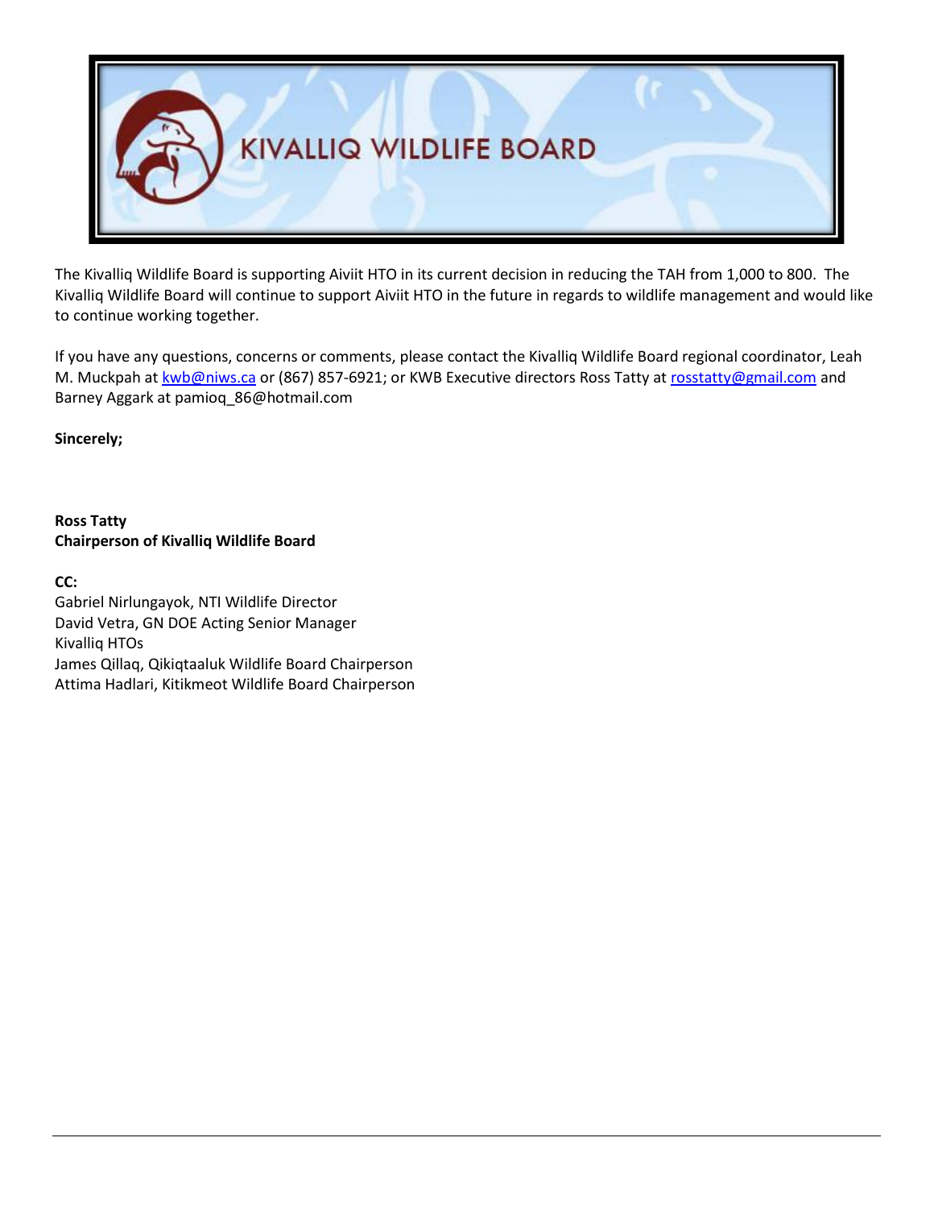KIVALLIQ WILDLIFE BOARD

The Kivalliq Wildlife Board is supporting Aiviit HTO in its current decision in reducing the TAH from 1,000 to 800. The Kivalliq Wildlife Board will continue to support Aiviit HTO in the future in regards to wildlife management and would like to continue working together.

If you have any questions, concerns or comments, please contact the Kivalliq Wildlife Board regional coordinator, Leah M. Muckpah at kwb@niws.ca or (867) 857-6921; or KWB Executive directors Ross Tatty at rosstatty@gmail.com and Barney Aggark at pamioq_86@hotmail.com

**Sincerely;**

**Ross Tatty**
**Chairperson of Kivalliq Wildlife Board**

**CC:**
Gabriel Nirlungayok, NTI Wildlife Director
David Vetra, GN DOE Acting Senior Manager
Kivalliq HTOs
James Qillaq, Qikiqtaaluk Wildlife Board Chairperson
Attima Hadlari, Kitikmeot Wildlife Board Chairperson